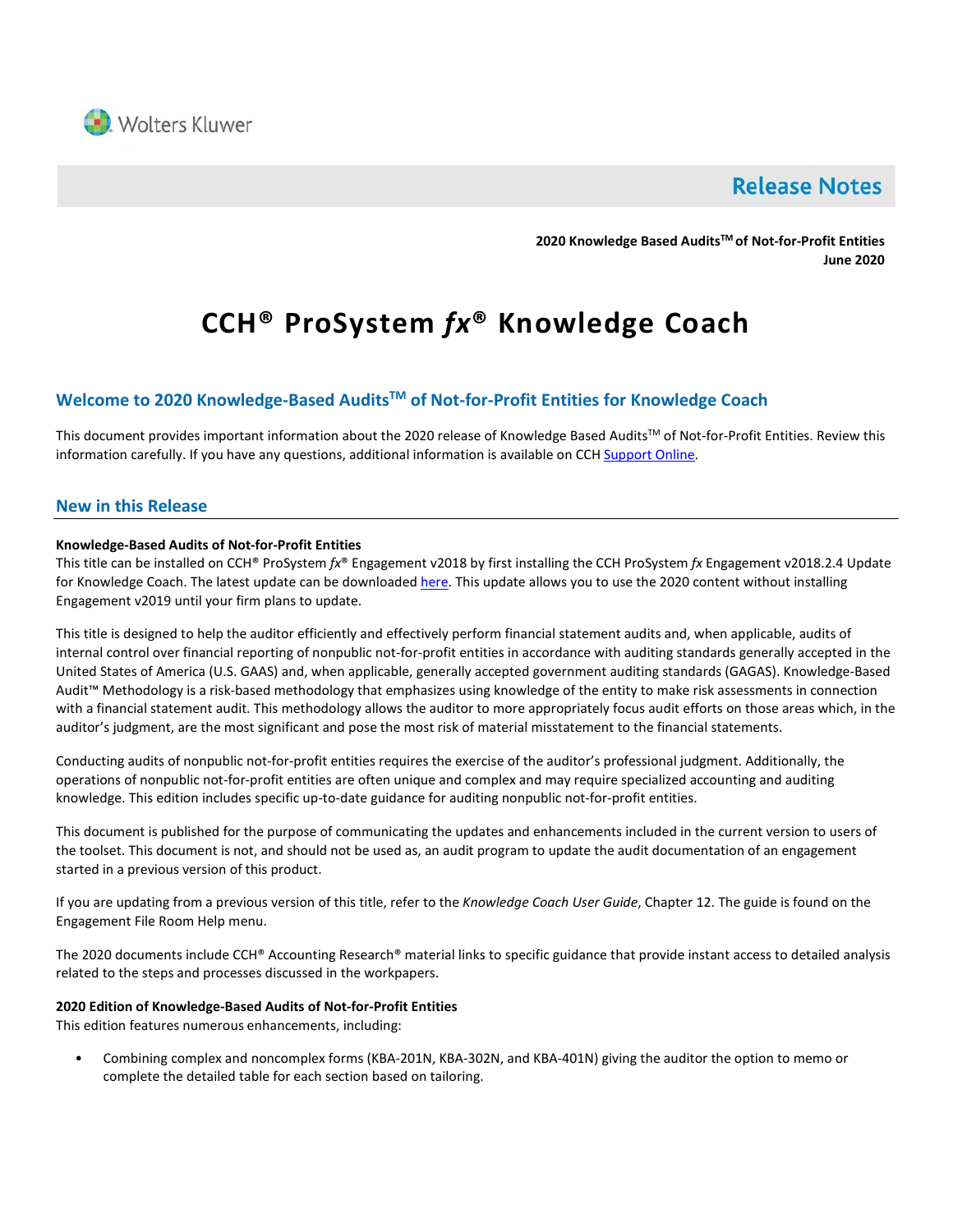Wolters Kluwer

# Release Notes

**2020 Knowledge Based Audits™ of Not-for-Profit Entities**
**June 2020**

# CCH® ProSystem *fx*® Knowledge Coach

## Welcome to 2020 Knowledge-Based Audits™ of Not-for-Profit Entities for Knowledge Coach

This document provides important information about the 2020 release of Knowledge Based Audits™ of Not-for-Profit Entities. Review this information carefully. If you have any questions, additional information is available on CCH Support Online.

## New in this Release

**Knowledge-Based Audits of Not-for-Profit Entities**

This title can be installed on CCH® ProSystem *fx*® Engagement v2018 by first installing the CCH ProSystem *fx* Engagement v2018.2.4 Update for Knowledge Coach. The latest update can be downloaded here. This update allows you to use the 2020 content without installing Engagement v2019 until your firm plans to update.

This title is designed to help the auditor efficiently and effectively perform financial statement audits and, when applicable, audits of internal control over financial reporting of nonpublic not-for-profit entities in accordance with auditing standards generally accepted in the United States of America (U.S. GAAS) and, when applicable, generally accepted government auditing standards (GAGAS). Knowledge-Based Audit™ Methodology is a risk-based methodology that emphasizes using knowledge of the entity to make risk assessments in connection with a financial statement audit. This methodology allows the auditor to more appropriately focus audit efforts on those areas which, in the auditor's judgment, are the most significant and pose the most risk of material misstatement to the financial statements.

Conducting audits of nonpublic not-for-profit entities requires the exercise of the auditor's professional judgment. Additionally, the operations of nonpublic not-for-profit entities are often unique and complex and may require specialized accounting and auditing knowledge. This edition includes specific up-to-date guidance for auditing nonpublic not-for-profit entities.

This document is published for the purpose of communicating the updates and enhancements included in the current version to users of the toolset. This document is not, and should not be used as, an audit program to update the audit documentation of an engagement started in a previous version of this product.

If you are updating from a previous version of this title, refer to the *Knowledge Coach User Guide*, Chapter 12. The guide is found on the Engagement File Room Help menu.

The 2020 documents include CCH® Accounting Research® material links to specific guidance that provide instant access to detailed analysis related to the steps and processes discussed in the workpapers.

**2020 Edition of Knowledge-Based Audits of Not-for-Profit Entities**

This edition features numerous enhancements, including:

- Combining complex and noncomplex forms (KBA-201N, KBA-302N, and KBA-401N) giving the auditor the option to memo or complete the detailed table for each section based on tailoring.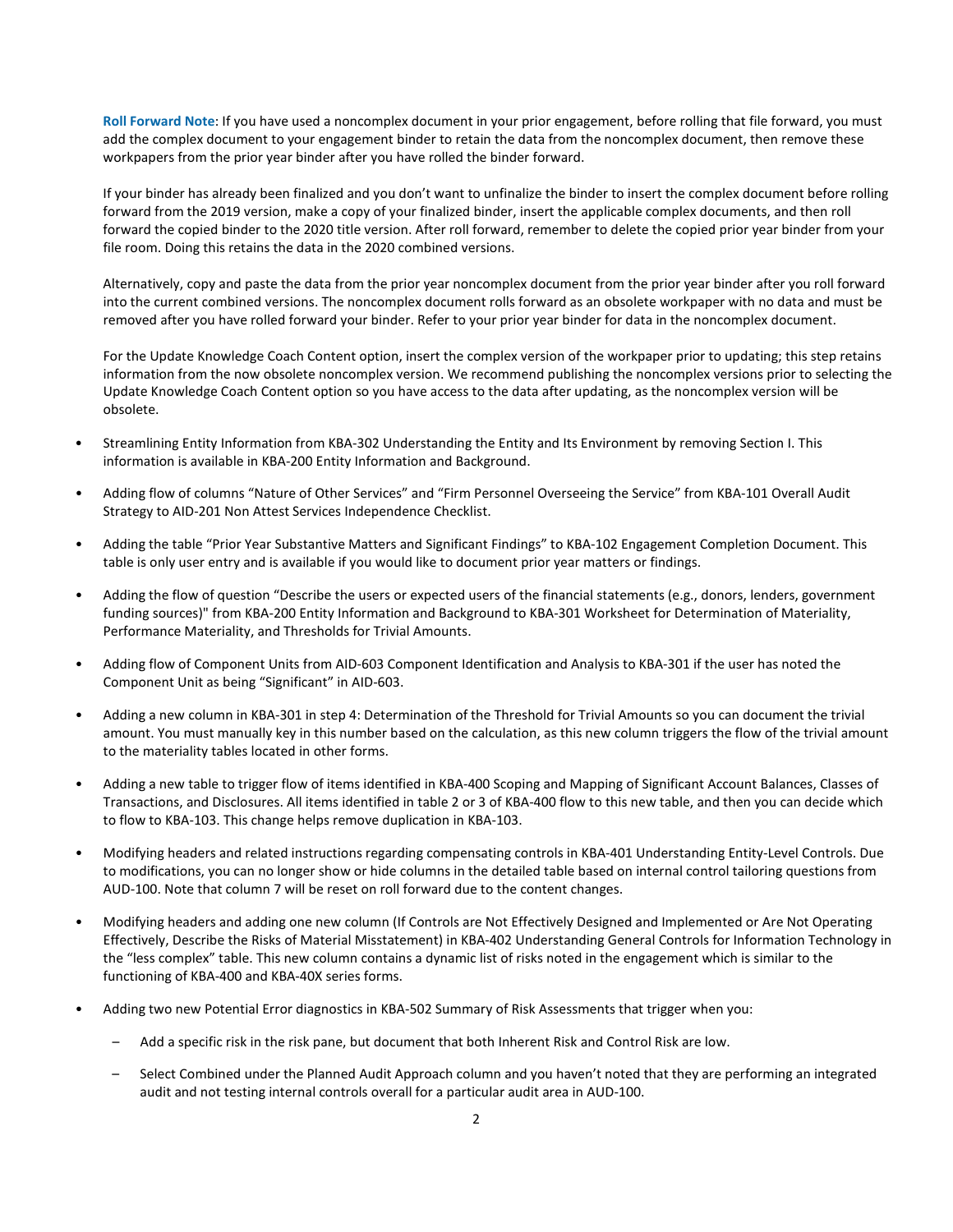**Roll Forward Note**: If you have used a noncomplex document in your prior engagement, before rolling that file forward, you must add the complex document to your engagement binder to retain the data from the noncomplex document, then remove these workpapers from the prior year binder after you have rolled the binder forward.

If your binder has already been finalized and you don't want to unfinalize the binder to insert the complex document before rolling forward from the 2019 version, make a copy of your finalized binder, insert the applicable complex documents, and then roll forward the copied binder to the 2020 title version. After roll forward, remember to delete the copied prior year binder from your file room. Doing this retains the data in the 2020 combined versions.

Alternatively, copy and paste the data from the prior year noncomplex document from the prior year binder after you roll forward into the current combined versions. The noncomplex document rolls forward as an obsolete workpaper with no data and must be removed after you have rolled forward your binder. Refer to your prior year binder for data in the noncomplex document.

For the Update Knowledge Coach Content option, insert the complex version of the workpaper prior to updating; this step retains information from the now obsolete noncomplex version. We recommend publishing the noncomplex versions prior to selecting the Update Knowledge Coach Content option so you have access to the data after updating, as the noncomplex version will be obsolete.

- Streamlining Entity Information from KBA-302 Understanding the Entity and Its Environment by removing Section I. This information is available in KBA-200 Entity Information and Background.
- Adding flow of columns "Nature of Other Services" and "Firm Personnel Overseeing the Service" from KBA-101 Overall Audit Strategy to AID-201 Non Attest Services Independence Checklist.
- Adding the table "Prior Year Substantive Matters and Significant Findings" to KBA-102 Engagement Completion Document. This table is only user entry and is available if you would like to document prior year matters or findings.
- Adding the flow of question "Describe the users or expected users of the financial statements (e.g., donors, lenders, government funding sources)" from KBA-200 Entity Information and Background to KBA-301 Worksheet for Determination of Materiality, Performance Materiality, and Thresholds for Trivial Amounts.
- Adding flow of Component Units from AID-603 Component Identification and Analysis to KBA-301 if the user has noted the Component Unit as being "Significant" in AID-603.
- Adding a new column in KBA-301 in step 4: Determination of the Threshold for Trivial Amounts so you can document the trivial amount. You must manually key in this number based on the calculation, as this new column triggers the flow of the trivial amount to the materiality tables located in other forms.
- Adding a new table to trigger flow of items identified in KBA-400 Scoping and Mapping of Significant Account Balances, Classes of Transactions, and Disclosures. All items identified in table 2 or 3 of KBA-400 flow to this new table, and then you can decide which to flow to KBA-103. This change helps remove duplication in KBA-103.
- Modifying headers and related instructions regarding compensating controls in KBA-401 Understanding Entity-Level Controls. Due to modifications, you can no longer show or hide columns in the detailed table based on internal control tailoring questions from AUD-100. Note that column 7 will be reset on roll forward due to the content changes.
- Modifying headers and adding one new column (If Controls are Not Effectively Designed and Implemented or Are Not Operating Effectively, Describe the Risks of Material Misstatement) in KBA-402 Understanding General Controls for Information Technology in the "less complex" table. This new column contains a dynamic list of risks noted in the engagement which is similar to the functioning of KBA-400 and KBA-40X series forms.
- Adding two new Potential Error diagnostics in KBA-502 Summary of Risk Assessments that trigger when you:
  - Add a specific risk in the risk pane, but document that both Inherent Risk and Control Risk are low.
  - Select Combined under the Planned Audit Approach column and you haven't noted that they are performing an integrated audit and not testing internal controls overall for a particular audit area in AUD-100.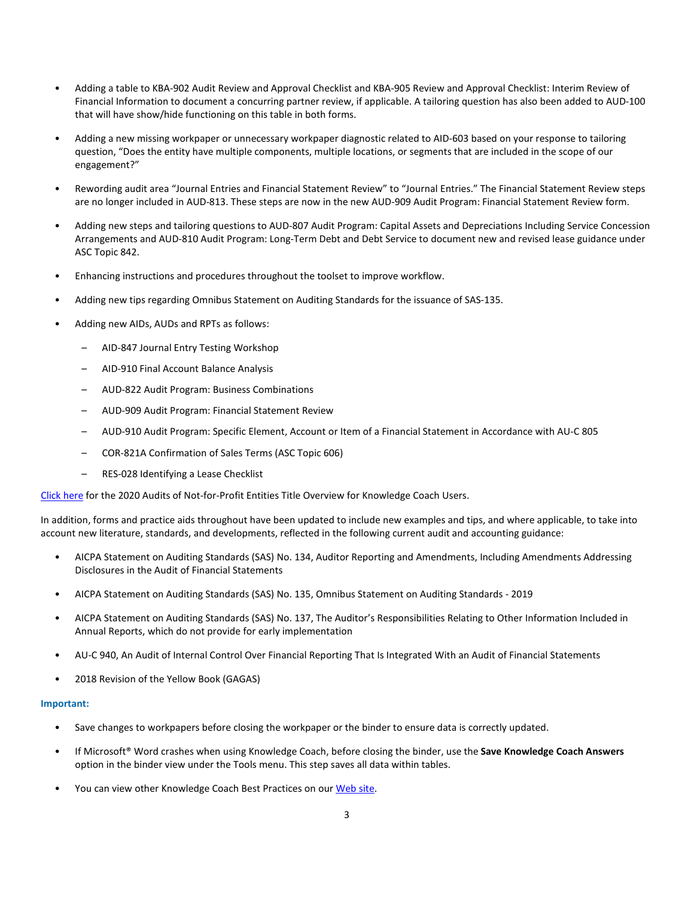- Adding a table to KBA-902 Audit Review and Approval Checklist and KBA-905 Review and Approval Checklist: Interim Review of Financial Information to document a concurring partner review, if applicable. A tailoring question has also been added to AUD-100 that will have show/hide functioning on this table in both forms.

- Adding a new missing workpaper or unnecessary workpaper diagnostic related to AID-603 based on your response to tailoring question, "Does the entity have multiple components, multiple locations, or segments that are included in the scope of our engagement?"

- Rewording audit area "Journal Entries and Financial Statement Review" to "Journal Entries." The Financial Statement Review steps are no longer included in AUD-813. These steps are now in the new AUD-909 Audit Program: Financial Statement Review form.

- Adding new steps and tailoring questions to AUD-807 Audit Program: Capital Assets and Depreciations Including Service Concession Arrangements and AUD-810 Audit Program: Long-Term Debt and Debt Service to document new and revised lease guidance under ASC Topic 842.

- Enhancing instructions and procedures throughout the toolset to improve workflow.

- Adding new tips regarding Omnibus Statement on Auditing Standards for the issuance of SAS-135.

- Adding new AIDs, AUDs and RPTs as follows:
  - AID-847 Journal Entry Testing Workshop
  - AID-910 Final Account Balance Analysis
  - AUD-822 Audit Program: Business Combinations
  - AUD-909 Audit Program: Financial Statement Review
  - AUD-910 Audit Program: Specific Element, Account or Item of a Financial Statement in Accordance with AU-C 805
  - COR-821A Confirmation of Sales Terms (ASC Topic 606)
  - RES-028 Identifying a Lease Checklist

Click here for the 2020 Audits of Not-for-Profit Entities Title Overview for Knowledge Coach Users.

In addition, forms and practice aids throughout have been updated to include new examples and tips, and where applicable, to take into account new literature, standards, and developments, reflected in the following current audit and accounting guidance:

- AICPA Statement on Auditing Standards (SAS) No. 134, Auditor Reporting and Amendments, Including Amendments Addressing Disclosures in the Audit of Financial Statements

- AICPA Statement on Auditing Standards (SAS) No. 135, Omnibus Statement on Auditing Standards - 2019

- AICPA Statement on Auditing Standards (SAS) No. 137, The Auditor's Responsibilities Relating to Other Information Included in Annual Reports, which do not provide for early implementation

- AU-C 940, An Audit of Internal Control Over Financial Reporting That Is Integrated With an Audit of Financial Statements

- 2018 Revision of the Yellow Book (GAGAS)

**Important:**

- Save changes to workpapers before closing the workpaper or the binder to ensure data is correctly updated.

- If Microsoft® Word crashes when using Knowledge Coach, before closing the binder, use the **Save Knowledge Coach Answers** option in the binder view under the Tools menu. This step saves all data within tables.

- You can view other Knowledge Coach Best Practices on our Web site.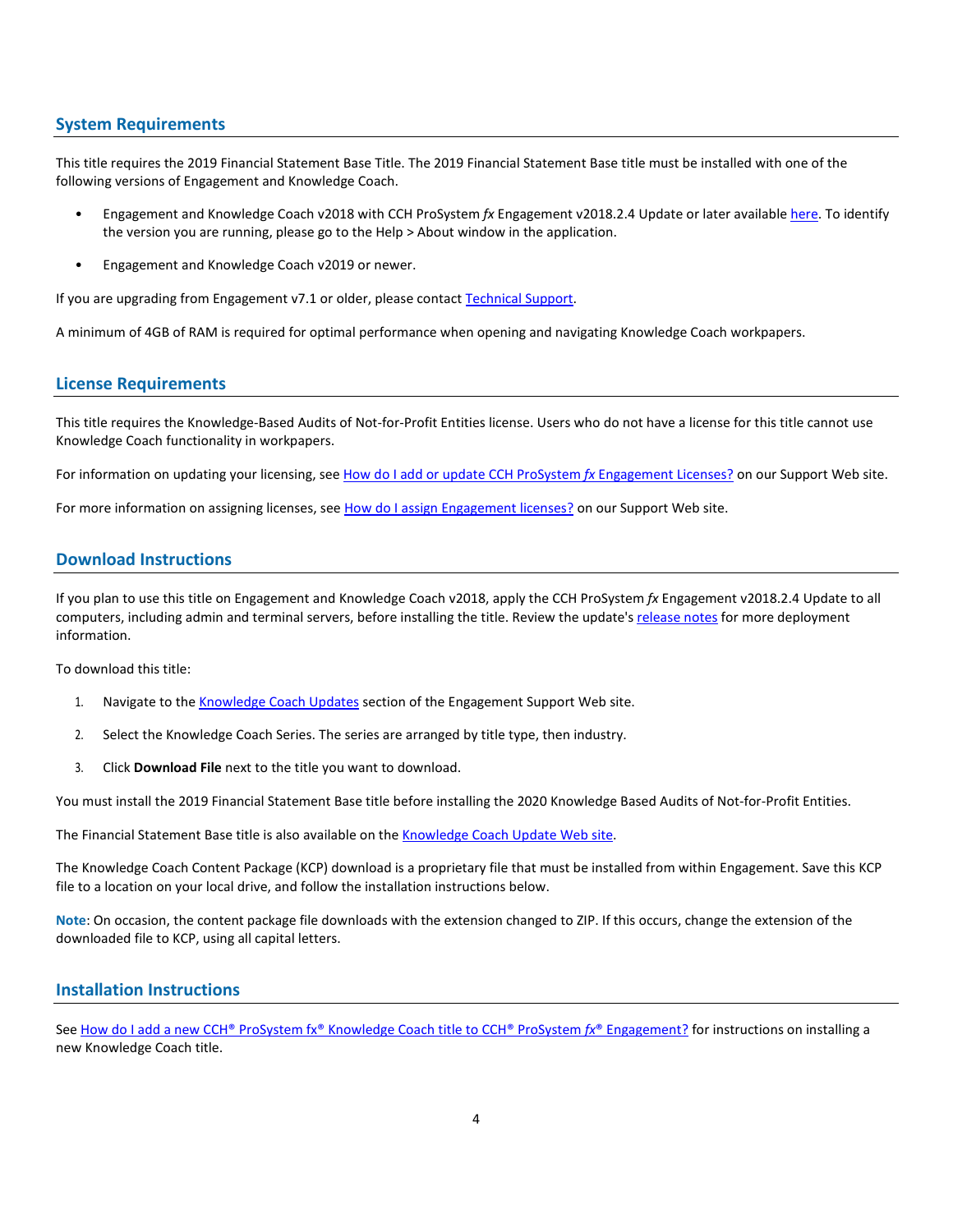## System Requirements

This title requires the 2019 Financial Statement Base Title. The 2019 Financial Statement Base title must be installed with one of the following versions of Engagement and Knowledge Coach.

- Engagement and Knowledge Coach v2018 with CCH ProSystem *fx* Engagement v2018.2.4 Update or later available here. To identify the version you are running, please go to the Help > About window in the application.
- Engagement and Knowledge Coach v2019 or newer.

If you are upgrading from Engagement v7.1 or older, please contact Technical Support.

A minimum of 4GB of RAM is required for optimal performance when opening and navigating Knowledge Coach workpapers.

## License Requirements

This title requires the Knowledge-Based Audits of Not-for-Profit Entities license. Users who do not have a license for this title cannot use Knowledge Coach functionality in workpapers.

For information on updating your licensing, see How do I add or update CCH ProSystem *fx* Engagement Licenses? on our Support Web site.

For more information on assigning licenses, see How do I assign Engagement licenses? on our Support Web site.

## Download Instructions

If you plan to use this title on Engagement and Knowledge Coach v2018, apply the CCH ProSystem *fx* Engagement v2018.2.4 Update to all computers, including admin and terminal servers, before installing the title. Review the update's release notes for more deployment information.

To download this title:

1. Navigate to the Knowledge Coach Updates section of the Engagement Support Web site.
2. Select the Knowledge Coach Series. The series are arranged by title type, then industry.
3. Click **Download File** next to the title you want to download.

You must install the 2019 Financial Statement Base title before installing the 2020 Knowledge Based Audits of Not-for-Profit Entities.

The Financial Statement Base title is also available on the Knowledge Coach Update Web site.

The Knowledge Coach Content Package (KCP) download is a proprietary file that must be installed from within Engagement. Save this KCP file to a location on your local drive, and follow the installation instructions below.

**Note**: On occasion, the content package file downloads with the extension changed to ZIP. If this occurs, change the extension of the downloaded file to KCP, using all capital letters.

## Installation Instructions

See How do I add a new CCH® ProSystem fx® Knowledge Coach title to CCH® ProSystem *fx*® Engagement? for instructions on installing a new Knowledge Coach title.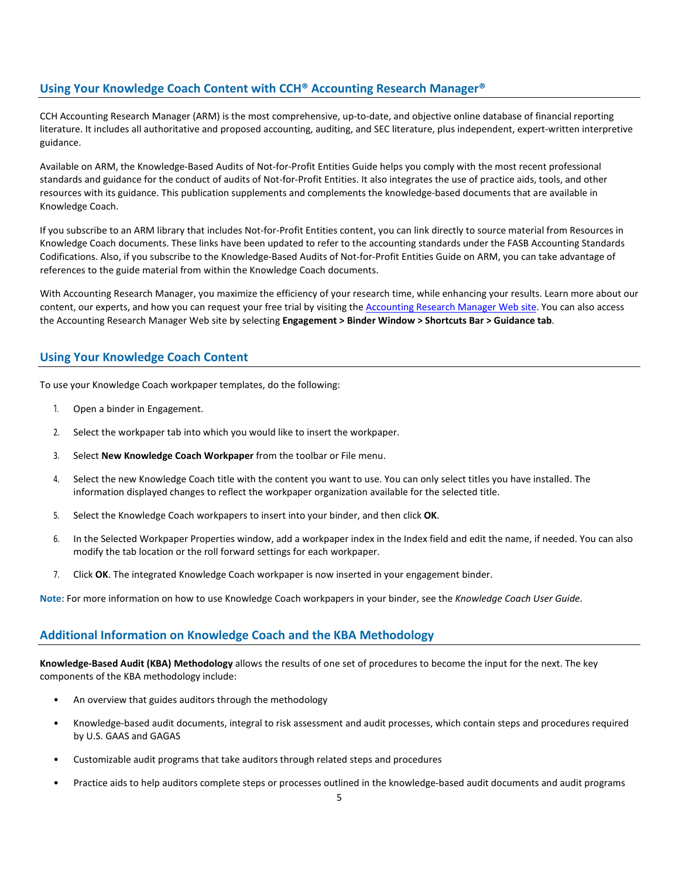## Using Your Knowledge Coach Content with CCH® Accounting Research Manager®

CCH Accounting Research Manager (ARM) is the most comprehensive, up-to-date, and objective online database of financial reporting literature. It includes all authoritative and proposed accounting, auditing, and SEC literature, plus independent, expert-written interpretive guidance.

Available on ARM, the Knowledge-Based Audits of Not-for-Profit Entities Guide helps you comply with the most recent professional standards and guidance for the conduct of audits of Not-for-Profit Entities. It also integrates the use of practice aids, tools, and other resources with its guidance. This publication supplements and complements the knowledge-based documents that are available in Knowledge Coach.

If you subscribe to an ARM library that includes Not-for-Profit Entities content, you can link directly to source material from Resources in Knowledge Coach documents. These links have been updated to refer to the accounting standards under the FASB Accounting Standards Codifications. Also, if you subscribe to the Knowledge-Based Audits of Not-for-Profit Entities Guide on ARM, you can take advantage of references to the guide material from within the Knowledge Coach documents.

With Accounting Research Manager, you maximize the efficiency of your research time, while enhancing your results. Learn more about our content, our experts, and how you can request your free trial by visiting the Accounting Research Manager Web site. You can also access the Accounting Research Manager Web site by selecting **Engagement > Binder Window > Shortcuts Bar > Guidance tab**.

## Using Your Knowledge Coach Content

To use your Knowledge Coach workpaper templates, do the following:

1. Open a binder in Engagement.
2. Select the workpaper tab into which you would like to insert the workpaper.
3. Select **New Knowledge Coach Workpaper** from the toolbar or File menu.
4. Select the new Knowledge Coach title with the content you want to use. You can only select titles you have installed. The information displayed changes to reflect the workpaper organization available for the selected title.
5. Select the Knowledge Coach workpapers to insert into your binder, and then click **OK**.
6. In the Selected Workpaper Properties window, add a workpaper index in the Index field and edit the name, if needed. You can also modify the tab location or the roll forward settings for each workpaper.
7. Click **OK**. The integrated Knowledge Coach workpaper is now inserted in your engagement binder.

**Note**: For more information on how to use Knowledge Coach workpapers in your binder, see the *Knowledge Coach User Guide*.

## Additional Information on Knowledge Coach and the KBA Methodology

**Knowledge-Based Audit (KBA) Methodology** allows the results of one set of procedures to become the input for the next. The key components of the KBA methodology include:

- An overview that guides auditors through the methodology
- Knowledge-based audit documents, integral to risk assessment and audit processes, which contain steps and procedures required by U.S. GAAS and GAGAS
- Customizable audit programs that take auditors through related steps and procedures
- Practice aids to help auditors complete steps or processes outlined in the knowledge-based audit documents and audit programs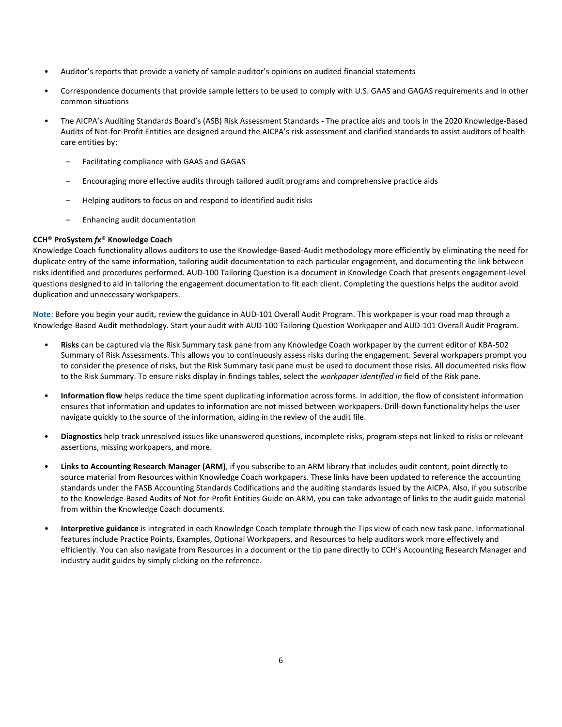- Auditor's reports that provide a variety of sample auditor's opinions on audited financial statements
- Correspondence documents that provide sample letters to be used to comply with U.S. GAAS and GAGAS requirements and in other common situations
- The AICPA's Auditing Standards Board's (ASB) Risk Assessment Standards - The practice aids and tools in the 2020 Knowledge-Based Audits of Not-for-Profit Entities are designed around the AICPA's risk assessment and clarified standards to assist auditors of health care entities by:
  - Facilitating compliance with GAAS and GAGAS
  - Encouraging more effective audits through tailored audit programs and comprehensive practice aids
  - Helping auditors to focus on and respond to identified audit risks
  - Enhancing audit documentation

**CCH® ProSystem *fx*® Knowledge Coach**

Knowledge Coach functionality allows auditors to use the Knowledge-Based-Audit methodology more efficiently by eliminating the need for duplicate entry of the same information, tailoring audit documentation to each particular engagement, and documenting the link between risks identified and procedures performed. AUD-100 Tailoring Question is a document in Knowledge Coach that presents engagement-level questions designed to aid in tailoring the engagement documentation to fit each client. Completing the questions helps the auditor avoid duplication and unnecessary workpapers.

**Note**: Before you begin your audit, review the guidance in AUD-101 Overall Audit Program. This workpaper is your road map through a Knowledge-Based Audit methodology. Start your audit with AUD-100 Tailoring Question Workpaper and AUD-101 Overall Audit Program.

- **Risks** can be captured via the Risk Summary task pane from any Knowledge Coach workpaper by the current editor of KBA-502 Summary of Risk Assessments. This allows you to continuously assess risks during the engagement. Several workpapers prompt you to consider the presence of risks, but the Risk Summary task pane must be used to document those risks. All documented risks flow to the Risk Summary. To ensure risks display in findings tables, select the *workpaper identified in* field of the Risk pane.
- **Information flow** helps reduce the time spent duplicating information across forms. In addition, the flow of consistent information ensures that information and updates to information are not missed between workpapers. Drill-down functionality helps the user navigate quickly to the source of the information, aiding in the review of the audit file.
- **Diagnostics** help track unresolved issues like unanswered questions, incomplete risks, program steps not linked to risks or relevant assertions, missing workpapers, and more.
- **Links to Accounting Research Manager (ARM)**, if you subscribe to an ARM library that includes audit content, point directly to source material from Resources within Knowledge Coach workpapers. These links have been updated to reference the accounting standards under the FASB Accounting Standards Codifications and the auditing standards issued by the AICPA. Also, if you subscribe to the Knowledge-Based Audits of Not-for-Profit Entities Guide on ARM, you can take advantage of links to the audit guide material from within the Knowledge Coach documents.
- **Interpretive guidance** is integrated in each Knowledge Coach template through the Tips view of each new task pane. Informational features include Practice Points, Examples, Optional Workpapers, and Resources to help auditors work more effectively and efficiently. You can also navigate from Resources in a document or the tip pane directly to CCH's Accounting Research Manager and industry audit guides by simply clicking on the reference.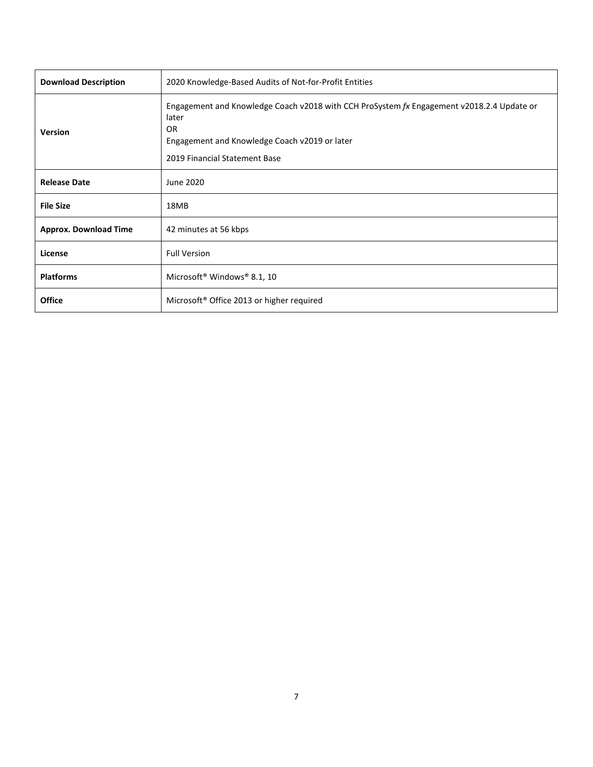| | |
|---|---|
| **Download Description** | 2020 Knowledge-Based Audits of Not-for-Profit Entities |
| **Version** | Engagement and Knowledge Coach v2018 with CCH ProSystem *fx* Engagement v2018.2.4 Update or later<br>OR<br>Engagement and Knowledge Coach v2019 or later<br>2019 Financial Statement Base |
| **Release Date** | June 2020 |
| **File Size** | 18MB |
| **Approx. Download Time** | 42 minutes at 56 kbps |
| **License** | Full Version |
| **Platforms** | Microsoft® Windows® 8.1, 10 |
| **Office** | Microsoft® Office 2013 or higher required |